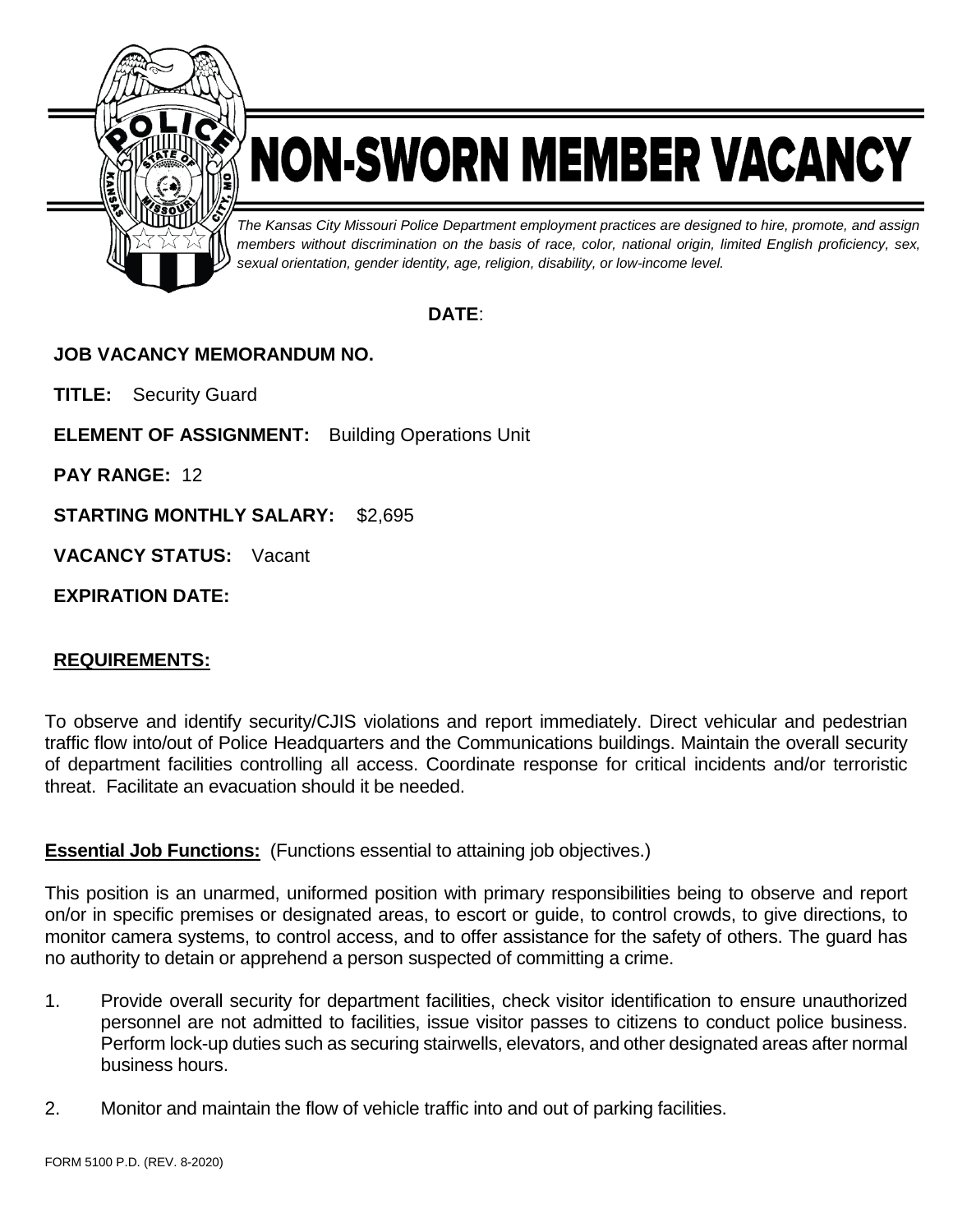# NON-SWORN MEMBER VACANCY

*The Kansas City Missouri Police Department employment practices are designed to hire, promote, and assign members without discrimination on the basis of race, color, national origin, limited English proficiency, sex, sexual orientation, gender identity, age, religion, disability, or low-income level.*

**DATE**:

**JOB VACANCY MEMORANDUM NO.**

**TITLE:** Security Guard

**ELEMENT OF ASSIGNMENT:** Building Operations Unit

**PAY RANGE:** 12

**STARTING MONTHLY SALARY:** $2,695

**VACANCY STATUS:** Vacant

**EXPIRATION DATE:**

## REQUIREMENTS:

To observe and identify security/CJIS violations and report immediately. Direct vehicular and pedestrian traffic flow into/out of Police Headquarters and the Communications buildings. Maintain the overall security of department facilities controlling all access. Coordinate response for critical incidents and/or terroristic threat. Facilitate an evacuation should it be needed.

**Essential Job Functions:** (Functions essential to attaining job objectives.)

This position is an unarmed, uniformed position with primary responsibilities being to observe and report on/or in specific premises or designated areas, to escort or guide, to control crowds, to give directions, to monitor camera systems, to control access, and to offer assistance for the safety of others. The guard has no authority to detain or apprehend a person suspected of committing a crime.

1. Provide overall security for department facilities, check visitor identification to ensure unauthorized personnel are not admitted to facilities, issue visitor passes to citizens to conduct police business. Perform lock-up duties such as securing stairwells, elevators, and other designated areas after normal business hours.

2. Monitor and maintain the flow of vehicle traffic into and out of parking facilities.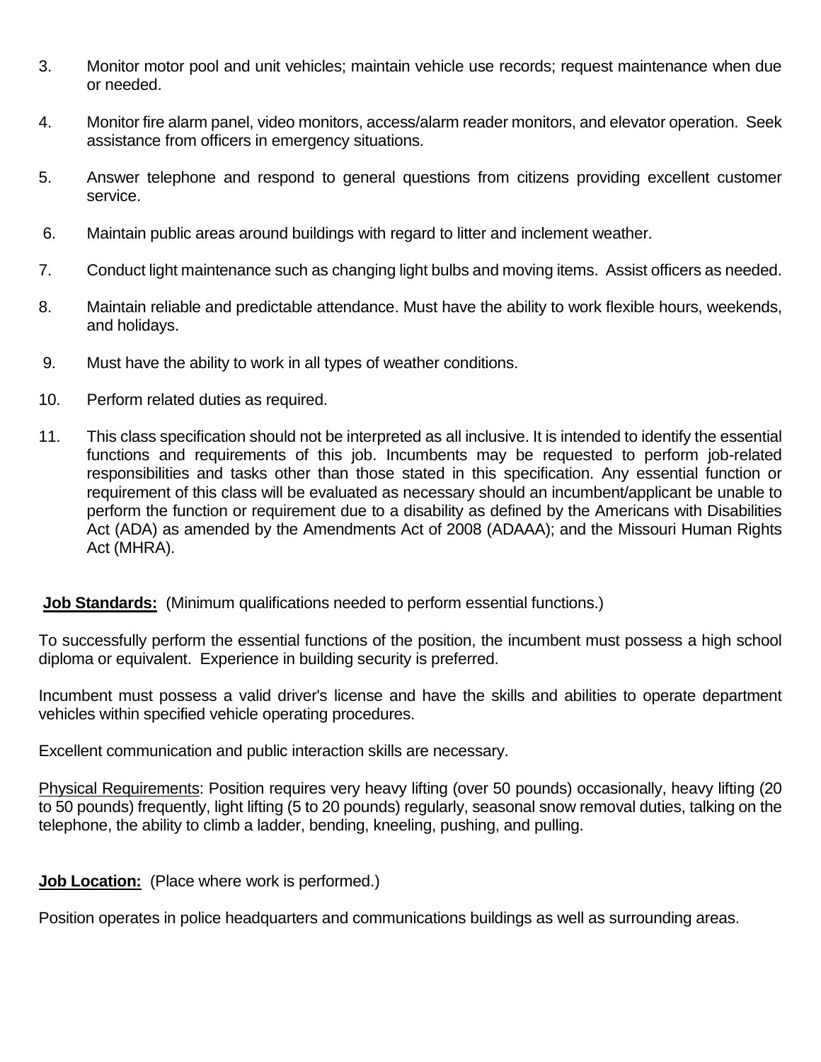3. Monitor motor pool and unit vehicles; maintain vehicle use records; request maintenance when due or needed.

4. Monitor fire alarm panel, video monitors, access/alarm reader monitors, and elevator operation. Seek assistance from officers in emergency situations.

5. Answer telephone and respond to general questions from citizens providing excellent customer service.

6. Maintain public areas around buildings with regard to litter and inclement weather.

7. Conduct light maintenance such as changing light bulbs and moving items. Assist officers as needed.

8. Maintain reliable and predictable attendance. Must have the ability to work flexible hours, weekends, and holidays.

9. Must have the ability to work in all types of weather conditions.

10. Perform related duties as required.

11. This class specification should not be interpreted as all inclusive. It is intended to identify the essential functions and requirements of this job. Incumbents may be requested to perform job-related responsibilities and tasks other than those stated in this specification. Any essential function or requirement of this class will be evaluated as necessary should an incumbent/applicant be unable to perform the function or requirement due to a disability as defined by the Americans with Disabilities Act (ADA) as amended by the Amendments Act of 2008 (ADAAA); and the Missouri Human Rights Act (MHRA).

**Job Standards:** (Minimum qualifications needed to perform essential functions.)

To successfully perform the essential functions of the position, the incumbent must possess a high school diploma or equivalent. Experience in building security is preferred.

Incumbent must possess a valid driver's license and have the skills and abilities to operate department vehicles within specified vehicle operating procedures.

Excellent communication and public interaction skills are necessary.

Physical Requirements: Position requires very heavy lifting (over 50 pounds) occasionally, heavy lifting (20 to 50 pounds) frequently, light lifting (5 to 20 pounds) regularly, seasonal snow removal duties, talking on the telephone, the ability to climb a ladder, bending, kneeling, pushing, and pulling.

**Job Location:** (Place where work is performed.)

Position operates in police headquarters and communications buildings as well as surrounding areas.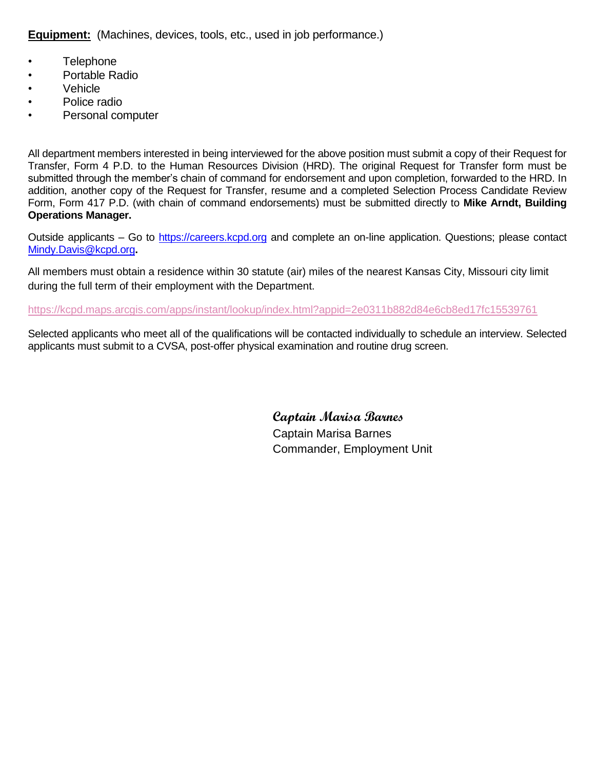**Equipment:** (Machines, devices, tools, etc., used in job performance.)

- Telephone
- Portable Radio
- Vehicle
- Police radio
- Personal computer

All department members interested in being interviewed for the above position must submit a copy of their Request for Transfer, Form 4 P.D. to the Human Resources Division (HRD). The original Request for Transfer form must be submitted through the member's chain of command for endorsement and upon completion, forwarded to the HRD. In addition, another copy of the Request for Transfer, resume and a completed Selection Process Candidate Review Form, Form 417 P.D. (with chain of command endorsements) must be submitted directly to **Mike Arndt, Building Operations Manager.**

Outside applicants – Go to https://careers.kcpd.org and complete an on-line application. Questions; please contact Mindy.Davis@kcpd.org**.**

All members must obtain a residence within 30 statute (air) miles of the nearest Kansas City, Missouri city limit during the full term of their employment with the Department.

https://kcpd.maps.arcgis.com/apps/instant/lookup/index.html?appid=2e0311b882d84e6cb8ed17fc15539761

Selected applicants who meet all of the qualifications will be contacted individually to schedule an interview. Selected applicants must submit to a CVSA, post-offer physical examination and routine drug screen.

*Captain Marisa Barnes*
Captain Marisa Barnes
Commander, Employment Unit